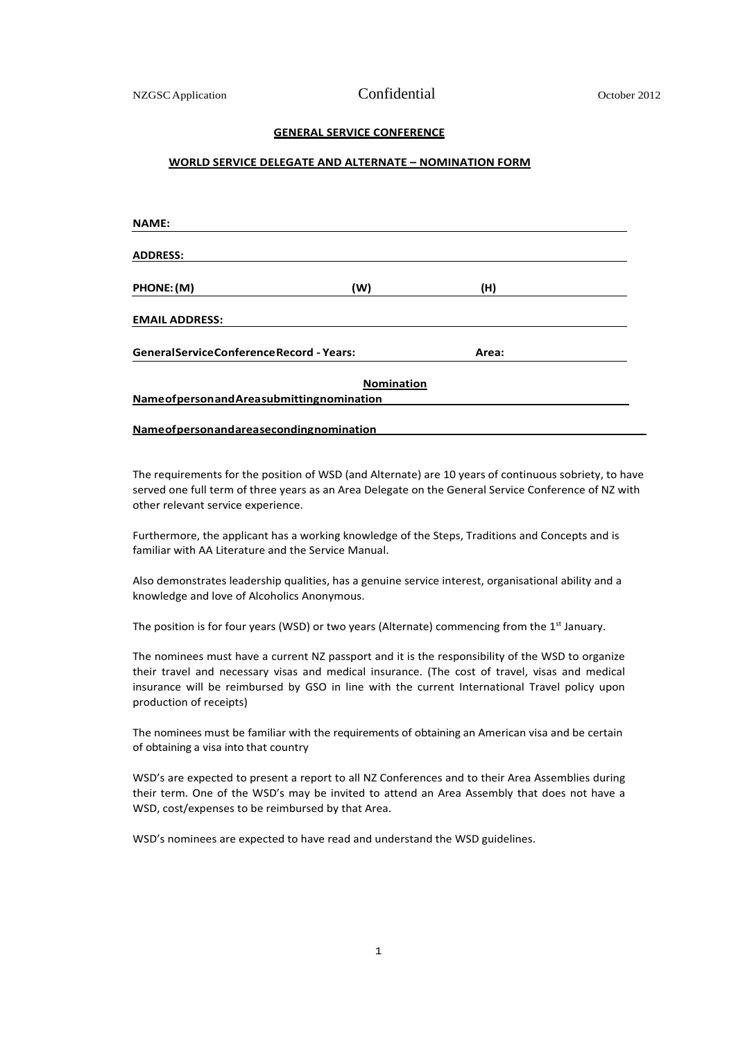## GENERAL SERVICE CONFERENCE

## WORLD SERVICE DELEGATE AND ALTERNATE – NOMINATION FORM

**NAME:** ______________________________

**ADDRESS:** ______________________________

**PHONE: (M)** ____________ **(W)** ____________ **(H)** ____________

**EMAIL ADDRESS:** ______________________________

**General Service Conference Record - Years:** ____________ **Area:** ____________

**Nomination**

**Name of person and Area submitting nomination** ______________________________

**Name of person and area seconding nomination** ______________________________

The requirements for the position of WSD (and Alternate) are 10 years of continuous sobriety, to have served one full term of three years as an Area Delegate on the General Service Conference of NZ with other relevant service experience.

Furthermore, the applicant has a working knowledge of the Steps, Traditions and Concepts and is familiar with AA Literature and the Service Manual.

Also demonstrates leadership qualities, has a genuine service interest, organisational ability and a knowledge and love of Alcoholics Anonymous.

The position is for four years (WSD) or two years (Alternate) commencing from the 1st January.

The nominees must have a current NZ passport and it is the responsibility of the WSD to organize their travel and necessary visas and medical insurance. (The cost of travel, visas and medical insurance will be reimbursed by GSO in line with the current International Travel policy upon production of receipts)

The nominees must be familiar with the requirements of obtaining an American visa and be certain of obtaining a visa into that country

WSD's are expected to present a report to all NZ Conferences and to their Area Assemblies during their term. One of the WSD's may be invited to attend an Area Assembly that does not have a WSD, cost/expenses to be reimbursed by that Area.

WSD's nominees are expected to have read and understand the WSD guidelines.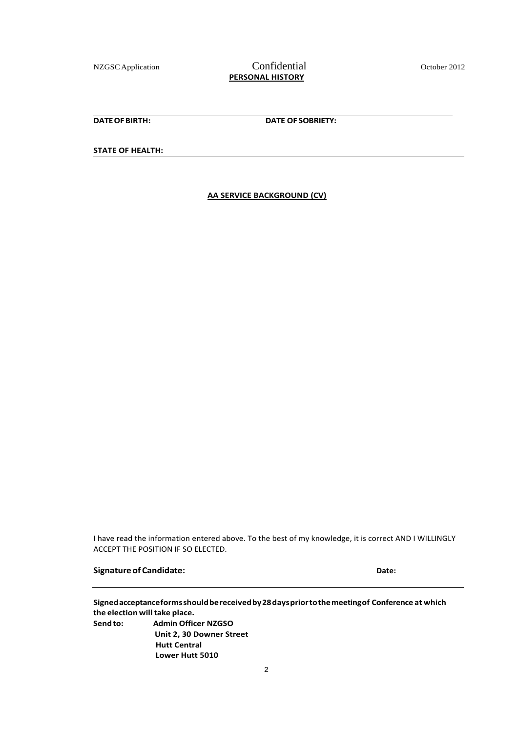Confidential

## PERSONAL HISTORY

**DATE OF BIRTH:** **DATE OF SOBRIETY:**

**STATE OF HEALTH:**

## AA SERVICE BACKGROUND (CV)

I have read the information entered above. To the best of my knowledge, it is correct AND I WILLINGLY ACCEPT THE POSITION IF SO ELECTED.

**Signature of Candidate:** **Date:**

**Signed acceptance forms should be received by 28 days prior to the meeting of Conference at which the election will take place.**

**Send to:** **Admin Officer NZGSO**
**Unit 2, 30 Downer Street**
**Hutt Central**
**Lower Hutt 5010**